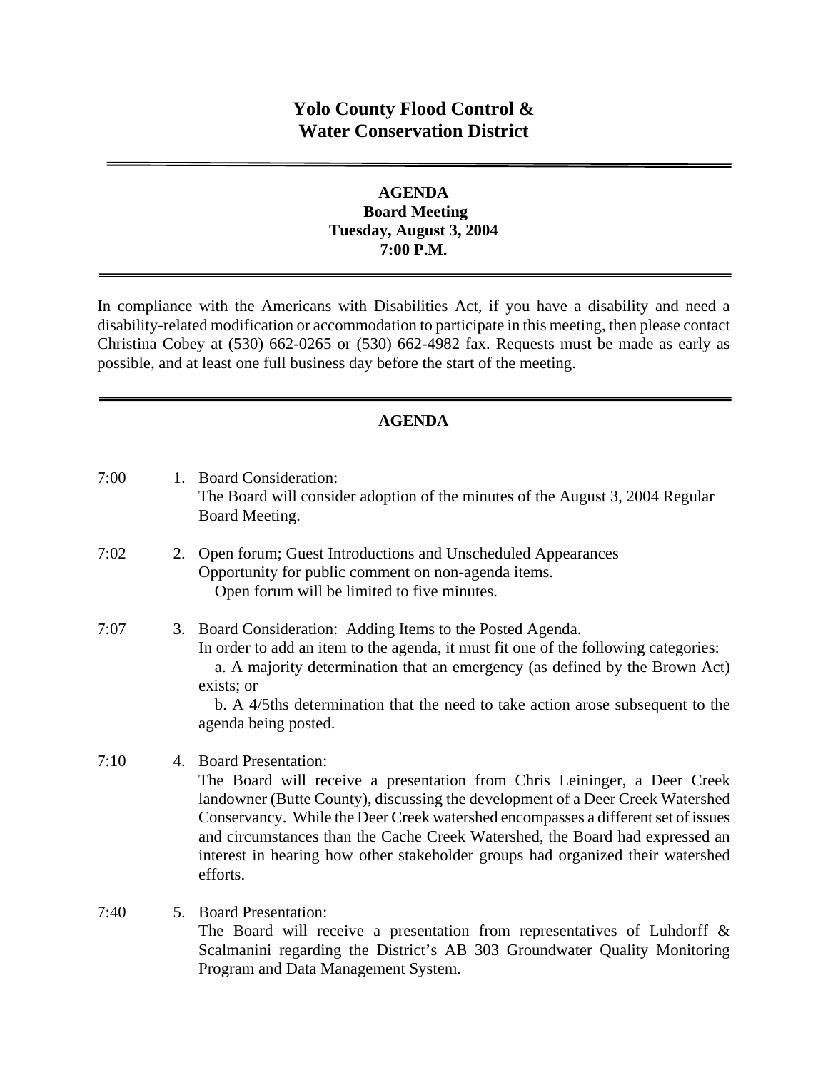# Yolo County Flood Control & Water Conservation District

---

**AGENDA**
**Board Meeting**
**Tuesday, August 3, 2004**
**7:00 P.M.**

---

In compliance with the Americans with Disabilities Act, if you have a disability and need a disability-related modification or accommodation to participate in this meeting, then please contact Christina Cobey at (530) 662-0265 or (530) 662-4982 fax. Requests must be made as early as possible, and at least one full business day before the start of the meeting.

---

## AGENDA

7:00 1. Board Consideration:
The Board will consider adoption of the minutes of the August 3, 2004 Regular Board Meeting.

7:02 2. Open forum; Guest Introductions and Unscheduled Appearances
Opportunity for public comment on non-agenda items.
Open forum will be limited to five minutes.

7:07 3. Board Consideration: Adding Items to the Posted Agenda.
In order to add an item to the agenda, it must fit one of the following categories:
a. A majority determination that an emergency (as defined by the Brown Act) exists; or
b. A 4/5ths determination that the need to take action arose subsequent to the agenda being posted.

7:10 4. Board Presentation:
The Board will receive a presentation from Chris Leininger, a Deer Creek landowner (Butte County), discussing the development of a Deer Creek Watershed Conservancy. While the Deer Creek watershed encompasses a different set of issues and circumstances than the Cache Creek Watershed, the Board had expressed an interest in hearing how other stakeholder groups had organized their watershed efforts.

7:40 5. Board Presentation:
The Board will receive a presentation from representatives of Luhdorff & Scalmanini regarding the District's AB 303 Groundwater Quality Monitoring Program and Data Management System.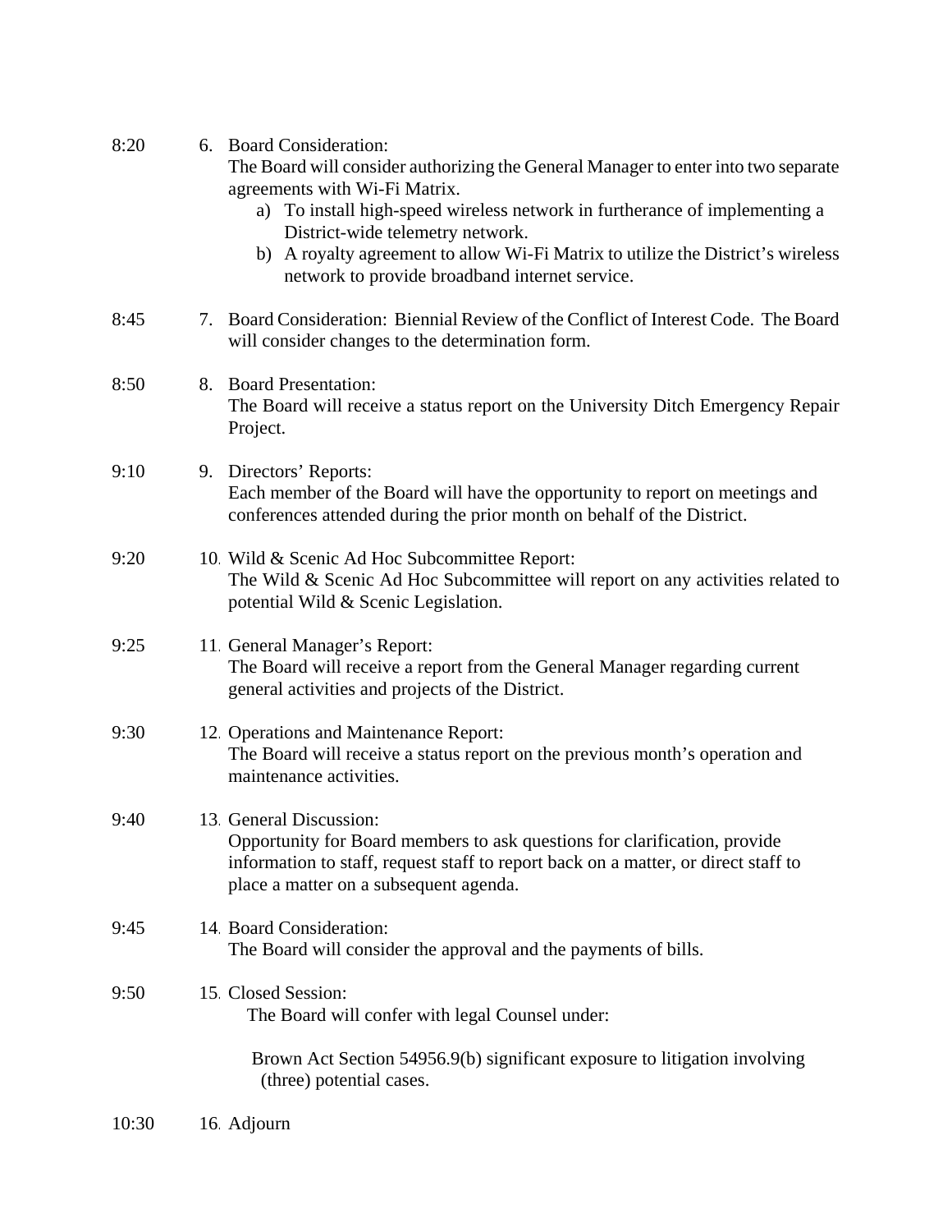8:20 6. Board Consideration:
The Board will consider authorizing the General Manager to enter into two separate agreements with Wi-Fi Matrix.

a) To install high-speed wireless network in furtherance of implementing a District-wide telemetry network.
b) A royalty agreement to allow Wi-Fi Matrix to utilize the District's wireless network to provide broadband internet service.

8:45 7. Board Consideration: Biennial Review of the Conflict of Interest Code. The Board will consider changes to the determination form.

8:50 8. Board Presentation:
The Board will receive a status report on the University Ditch Emergency Repair Project.

9:10 9. Directors' Reports:
Each member of the Board will have the opportunity to report on meetings and conferences attended during the prior month on behalf of the District.

9:20 10. Wild & Scenic Ad Hoc Subcommittee Report:
The Wild & Scenic Ad Hoc Subcommittee will report on any activities related to potential Wild & Scenic Legislation.

9:25 11. General Manager's Report:
The Board will receive a report from the General Manager regarding current general activities and projects of the District.

9:30 12. Operations and Maintenance Report:
The Board will receive a status report on the previous month's operation and maintenance activities.

9:40 13. General Discussion:
Opportunity for Board members to ask questions for clarification, provide information to staff, request staff to report back on a matter, or direct staff to place a matter on a subsequent agenda.

9:45 14. Board Consideration:
The Board will consider the approval and the payments of bills.

9:50 15. Closed Session:
The Board will confer with legal Counsel under:

Brown Act Section 54956.9(b) significant exposure to litigation involving (three) potential cases.

10:30 16. Adjourn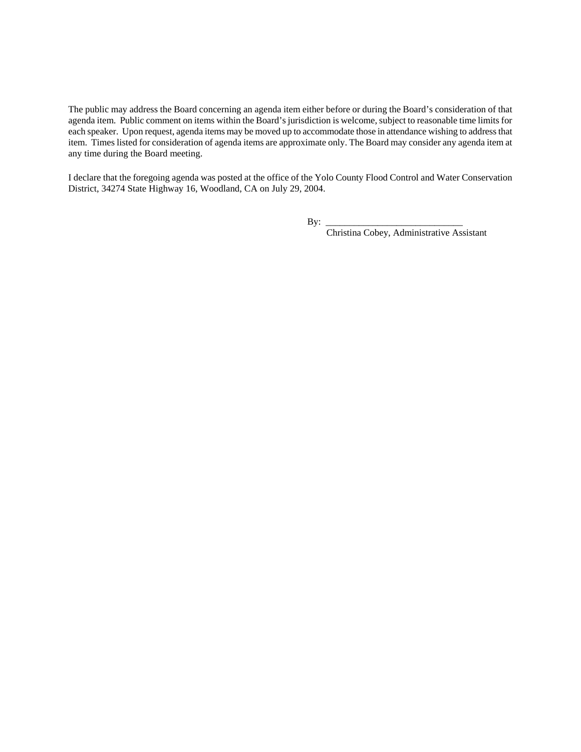The public may address the Board concerning an agenda item either before or during the Board's consideration of that agenda item. Public comment on items within the Board's jurisdiction is welcome, subject to reasonable time limits for each speaker. Upon request, agenda items may be moved up to accommodate those in attendance wishing to address that item. Times listed for consideration of agenda items are approximate only. The Board may consider any agenda item at any time during the Board meeting.

I declare that the foregoing agenda was posted at the office of the Yolo County Flood Control and Water Conservation District, 34274 State Highway 16, Woodland, CA on July 29, 2004.

By: _____________________________

Christina Cobey, Administrative Assistant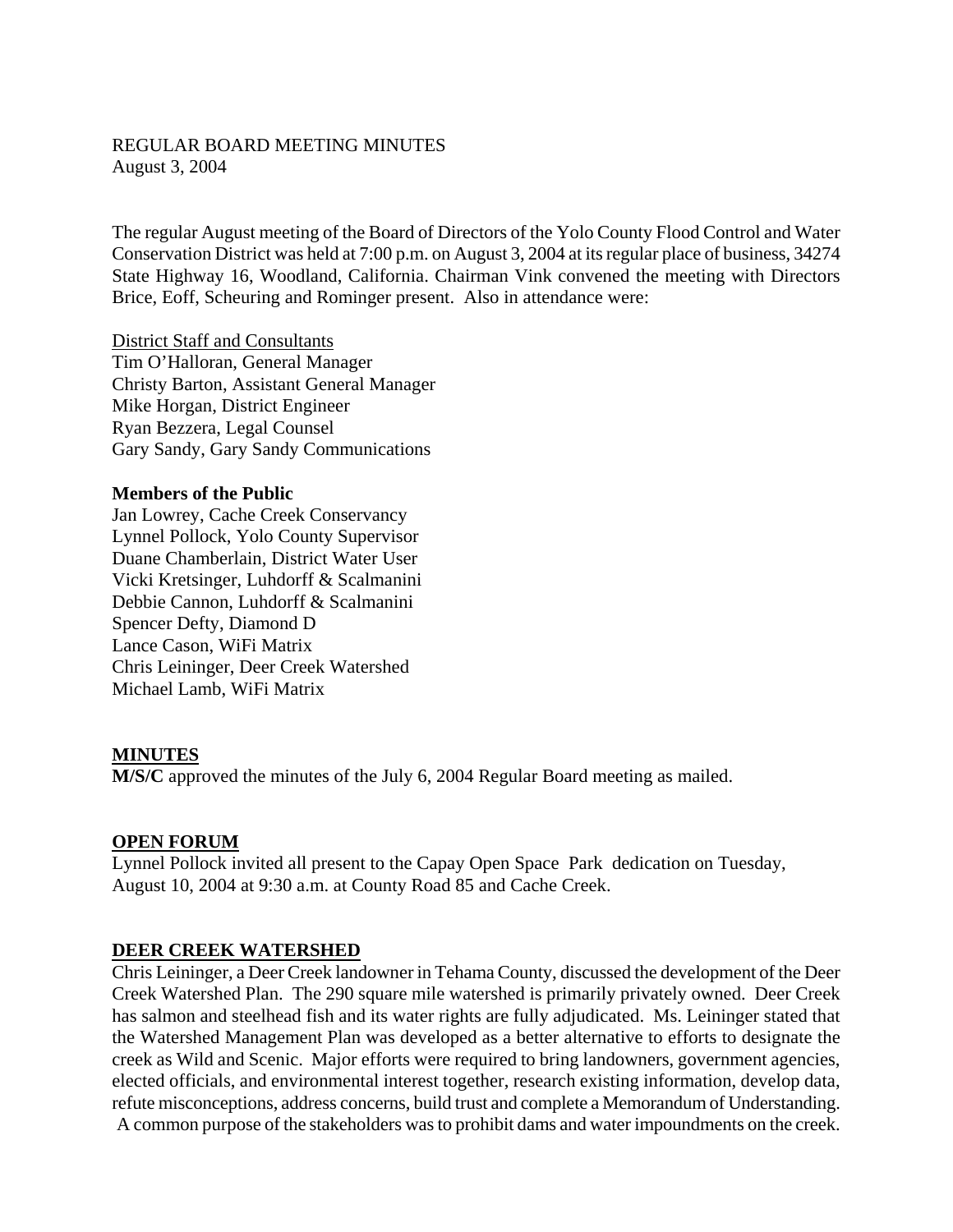REGULAR BOARD MEETING MINUTES
August 3, 2004

The regular August meeting of the Board of Directors of the Yolo County Flood Control and Water Conservation District was held at 7:00 p.m. on August 3, 2004 at its regular place of business, 34274 State Highway 16, Woodland, California. Chairman Vink convened the meeting with Directors Brice, Eoff, Scheuring and Rominger present. Also in attendance were:

District Staff and Consultants
Tim O'Halloran, General Manager
Christy Barton, Assistant General Manager
Mike Horgan, District Engineer
Ryan Bezzera, Legal Counsel
Gary Sandy, Gary Sandy Communications

**Members of the Public**
Jan Lowrey, Cache Creek Conservancy
Lynnel Pollock, Yolo County Supervisor
Duane Chamberlain, District Water User
Vicki Kretsinger, Luhdorff & Scalmanini
Debbie Cannon, Luhdorff & Scalmanini
Spencer Defty, Diamond D
Lance Cason, WiFi Matrix
Chris Leininger, Deer Creek Watershed
Michael Lamb, WiFi Matrix

## MINUTES

**M/S/C** approved the minutes of the July 6, 2004 Regular Board meeting as mailed.

## OPEN FORUM

Lynnel Pollock invited all present to the Capay Open Space Park dedication on Tuesday, August 10, 2004 at 9:30 a.m. at County Road 85 and Cache Creek.

## DEER CREEK WATERSHED

Chris Leininger, a Deer Creek landowner in Tehama County, discussed the development of the Deer Creek Watershed Plan. The 290 square mile watershed is primarily privately owned. Deer Creek has salmon and steelhead fish and its water rights are fully adjudicated. Ms. Leininger stated that the Watershed Management Plan was developed as a better alternative to efforts to designate the creek as Wild and Scenic. Major efforts were required to bring landowners, government agencies, elected officials, and environmental interest together, research existing information, develop data, refute misconceptions, address concerns, build trust and complete a Memorandum of Understanding. A common purpose of the stakeholders was to prohibit dams and water impoundments on the creek.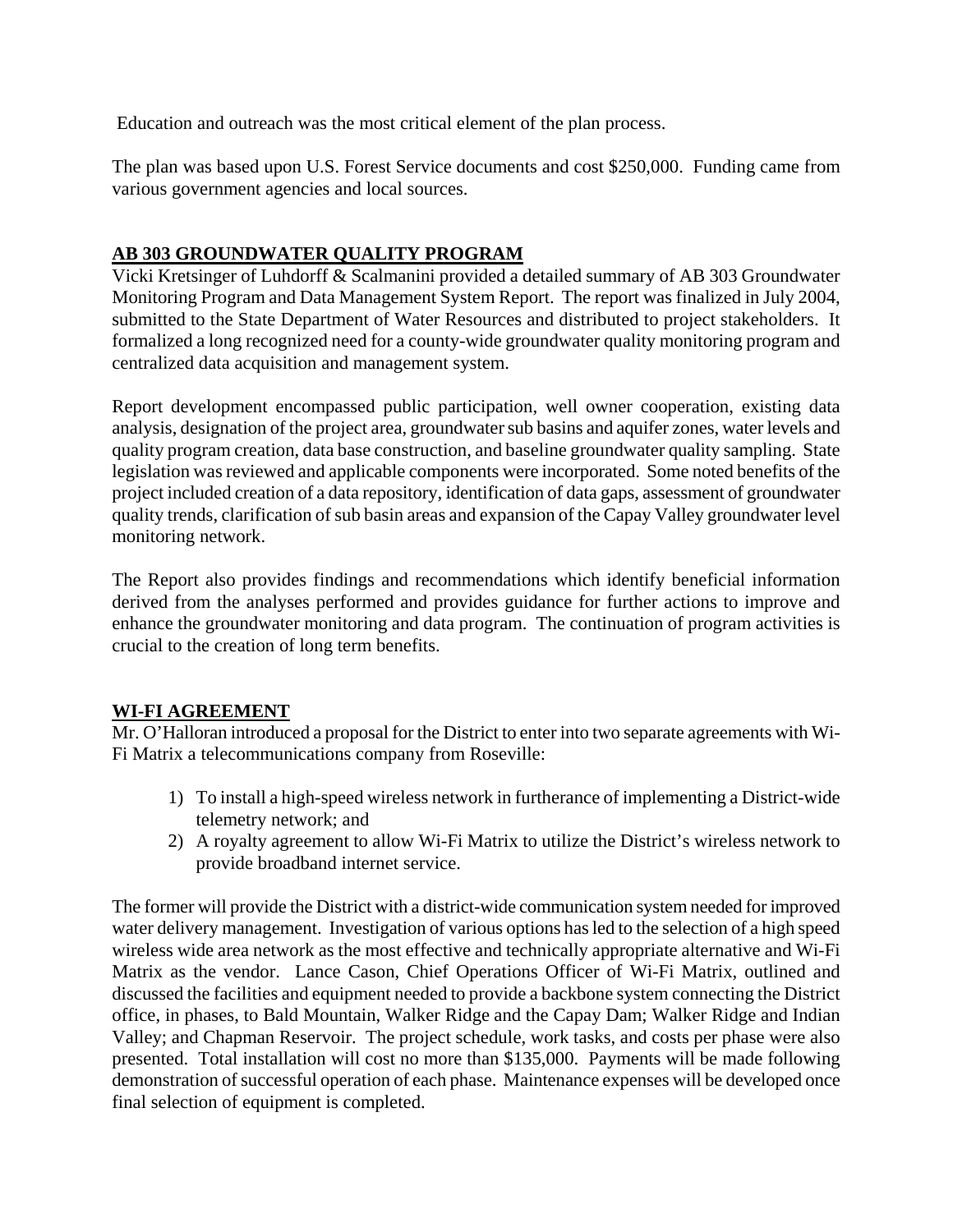Education and outreach was the most critical element of the plan process.

The plan was based upon U.S. Forest Service documents and cost $250,000. Funding came from various government agencies and local sources.

## **AB 303 GROUNDWATER QUALITY PROGRAM**

Vicki Kretsinger of Luhdorff & Scalmanini provided a detailed summary of AB 303 Groundwater Monitoring Program and Data Management System Report. The report was finalized in July 2004, submitted to the State Department of Water Resources and distributed to project stakeholders. It formalized a long recognized need for a county-wide groundwater quality monitoring program and centralized data acquisition and management system.

Report development encompassed public participation, well owner cooperation, existing data analysis, designation of the project area, groundwater sub basins and aquifer zones, water levels and quality program creation, data base construction, and baseline groundwater quality sampling. State legislation was reviewed and applicable components were incorporated. Some noted benefits of the project included creation of a data repository, identification of data gaps, assessment of groundwater quality trends, clarification of sub basin areas and expansion of the Capay Valley groundwater level monitoring network.

The Report also provides findings and recommendations which identify beneficial information derived from the analyses performed and provides guidance for further actions to improve and enhance the groundwater monitoring and data program. The continuation of program activities is crucial to the creation of long term benefits.

## **WI-FI AGREEMENT**

Mr. O'Halloran introduced a proposal for the District to enter into two separate agreements with Wi-Fi Matrix a telecommunications company from Roseville:

1) To install a high-speed wireless network in furtherance of implementing a District-wide telemetry network; and
2) A royalty agreement to allow Wi-Fi Matrix to utilize the District's wireless network to provide broadband internet service.

The former will provide the District with a district-wide communication system needed for improved water delivery management. Investigation of various options has led to the selection of a high speed wireless wide area network as the most effective and technically appropriate alternative and Wi-Fi Matrix as the vendor. Lance Cason, Chief Operations Officer of Wi-Fi Matrix, outlined and discussed the facilities and equipment needed to provide a backbone system connecting the District office, in phases, to Bald Mountain, Walker Ridge and the Capay Dam; Walker Ridge and Indian Valley; and Chapman Reservoir. The project schedule, work tasks, and costs per phase were also presented. Total installation will cost no more than $135,000. Payments will be made following demonstration of successful operation of each phase. Maintenance expenses will be developed once final selection of equipment is completed.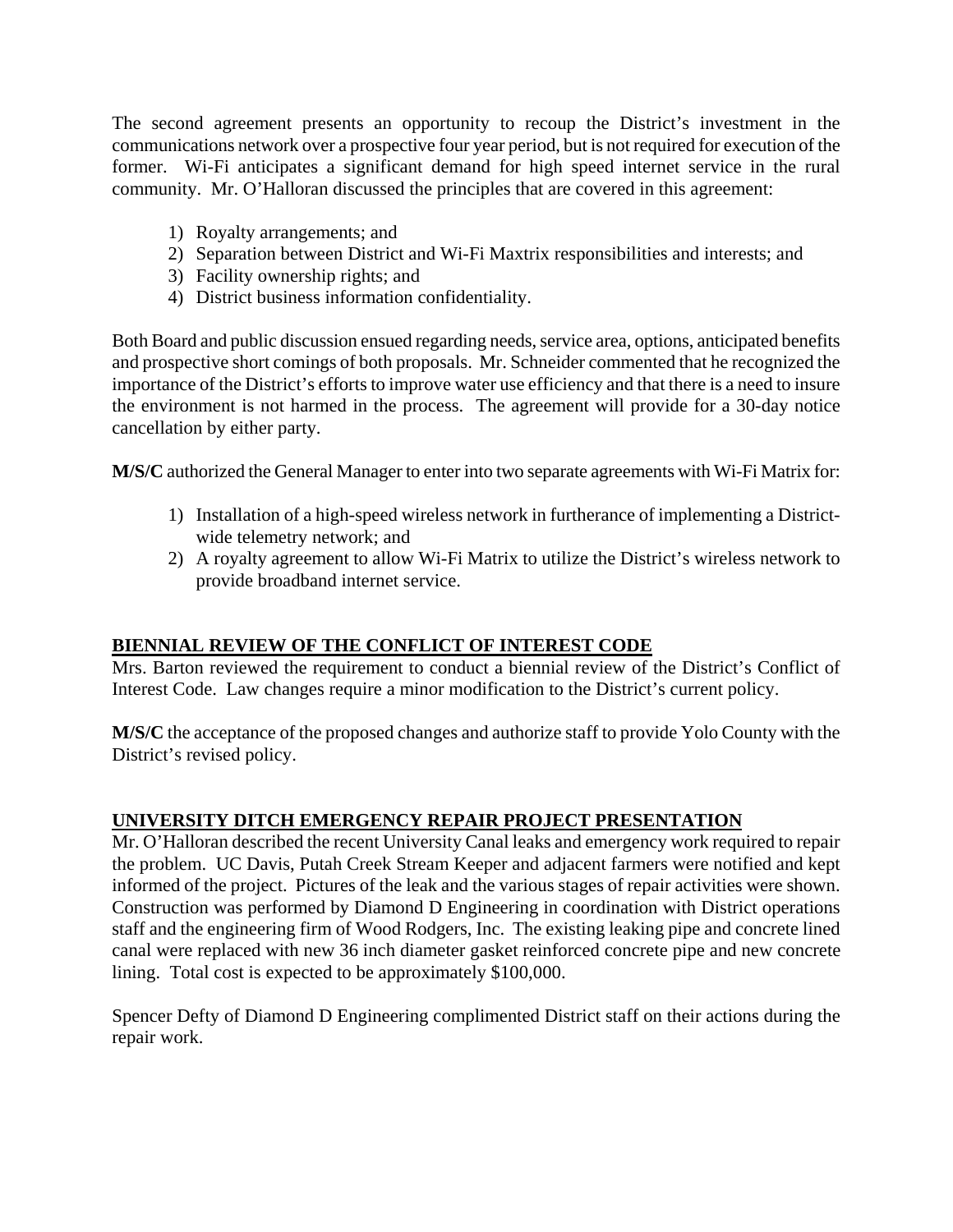The second agreement presents an opportunity to recoup the District's investment in the communications network over a prospective four year period, but is not required for execution of the former. Wi-Fi anticipates a significant demand for high speed internet service in the rural community. Mr. O'Halloran discussed the principles that are covered in this agreement:

1) Royalty arrangements; and
2) Separation between District and Wi-Fi Maxtrix responsibilities and interests; and
3) Facility ownership rights; and
4) District business information confidentiality.

Both Board and public discussion ensued regarding needs, service area, options, anticipated benefits and prospective short comings of both proposals. Mr. Schneider commented that he recognized the importance of the District's efforts to improve water use efficiency and that there is a need to insure the environment is not harmed in the process. The agreement will provide for a 30-day notice cancellation by either party.

**M/S/C** authorized the General Manager to enter into two separate agreements with Wi-Fi Matrix for:

1) Installation of a high-speed wireless network in furtherance of implementing a District-wide telemetry network; and
2) A royalty agreement to allow Wi-Fi Matrix to utilize the District's wireless network to provide broadband internet service.

## BIENNIAL REVIEW OF THE CONFLICT OF INTEREST CODE

Mrs. Barton reviewed the requirement to conduct a biennial review of the District's Conflict of Interest Code. Law changes require a minor modification to the District's current policy.

**M/S/C** the acceptance of the proposed changes and authorize staff to provide Yolo County with the District's revised policy.

## UNIVERSITY DITCH EMERGENCY REPAIR PROJECT PRESENTATION

Mr. O'Halloran described the recent University Canal leaks and emergency work required to repair the problem. UC Davis, Putah Creek Stream Keeper and adjacent farmers were notified and kept informed of the project. Pictures of the leak and the various stages of repair activities were shown. Construction was performed by Diamond D Engineering in coordination with District operations staff and the engineering firm of Wood Rodgers, Inc. The existing leaking pipe and concrete lined canal were replaced with new 36 inch diameter gasket reinforced concrete pipe and new concrete lining. Total cost is expected to be approximately $100,000.

Spencer Defty of Diamond D Engineering complimented District staff on their actions during the repair work.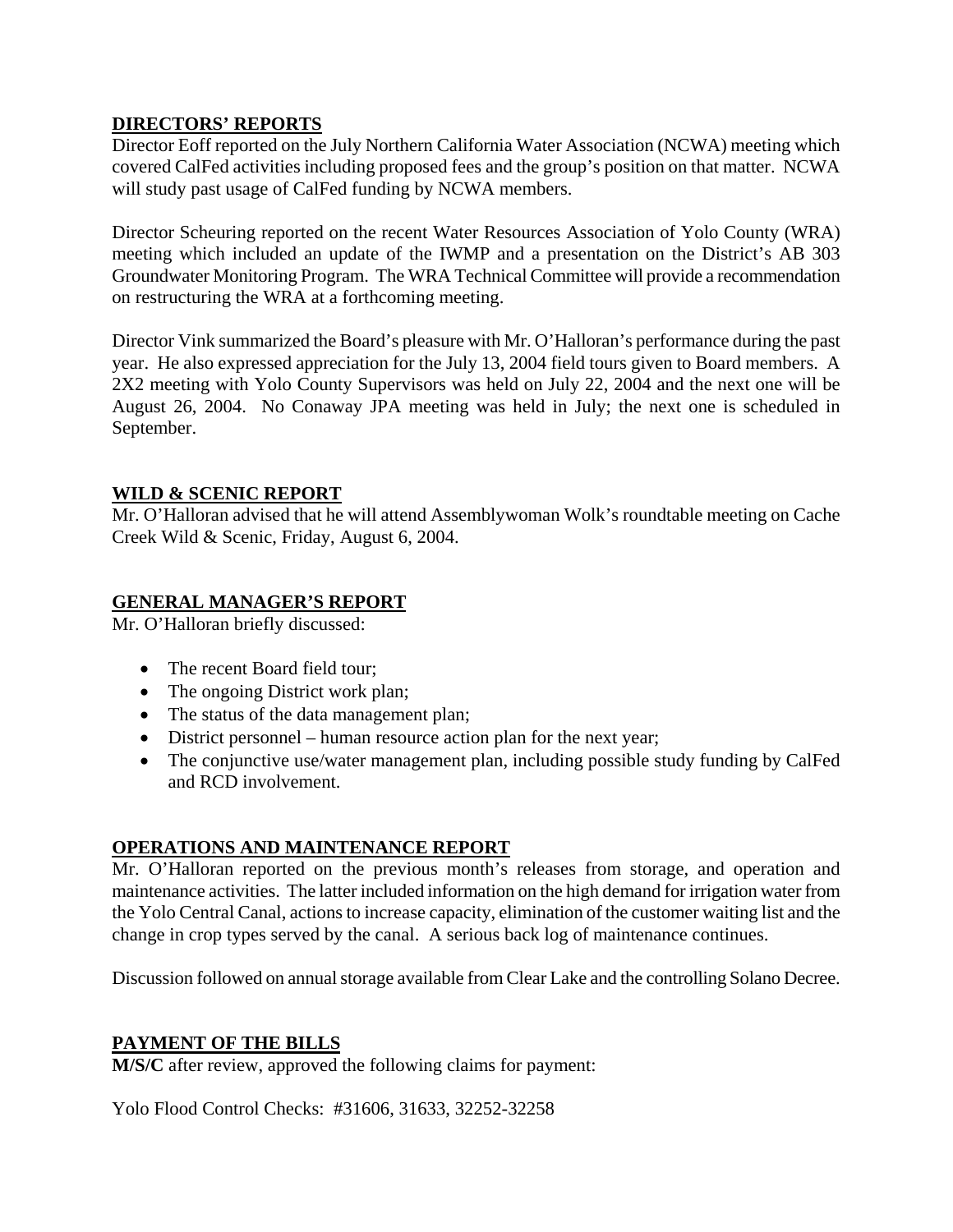## DIRECTORS' REPORTS

Director Eoff reported on the July Northern California Water Association (NCWA) meeting which covered CalFed activities including proposed fees and the group's position on that matter. NCWA will study past usage of CalFed funding by NCWA members.

Director Scheuring reported on the recent Water Resources Association of Yolo County (WRA) meeting which included an update of the IWMP and a presentation on the District's AB 303 Groundwater Monitoring Program. The WRA Technical Committee will provide a recommendation on restructuring the WRA at a forthcoming meeting.

Director Vink summarized the Board's pleasure with Mr. O'Halloran's performance during the past year. He also expressed appreciation for the July 13, 2004 field tours given to Board members. A 2X2 meeting with Yolo County Supervisors was held on July 22, 2004 and the next one will be August 26, 2004. No Conaway JPA meeting was held in July; the next one is scheduled in September.

## WILD & SCENIC REPORT

Mr. O'Halloran advised that he will attend Assemblywoman Wolk's roundtable meeting on Cache Creek Wild & Scenic, Friday, August 6, 2004.

## GENERAL MANAGER'S REPORT

Mr. O'Halloran briefly discussed:

- The recent Board field tour;
- The ongoing District work plan;
- The status of the data management plan;
- District personnel – human resource action plan for the next year;
- The conjunctive use/water management plan, including possible study funding by CalFed and RCD involvement.

## OPERATIONS AND MAINTENANCE REPORT

Mr. O'Halloran reported on the previous month's releases from storage, and operation and maintenance activities. The latter included information on the high demand for irrigation water from the Yolo Central Canal, actions to increase capacity, elimination of the customer waiting list and the change in crop types served by the canal. A serious back log of maintenance continues.

Discussion followed on annual storage available from Clear Lake and the controlling Solano Decree.

## PAYMENT OF THE BILLS

**M/S/C** after review, approved the following claims for payment:

Yolo Flood Control Checks: #31606, 31633, 32252-32258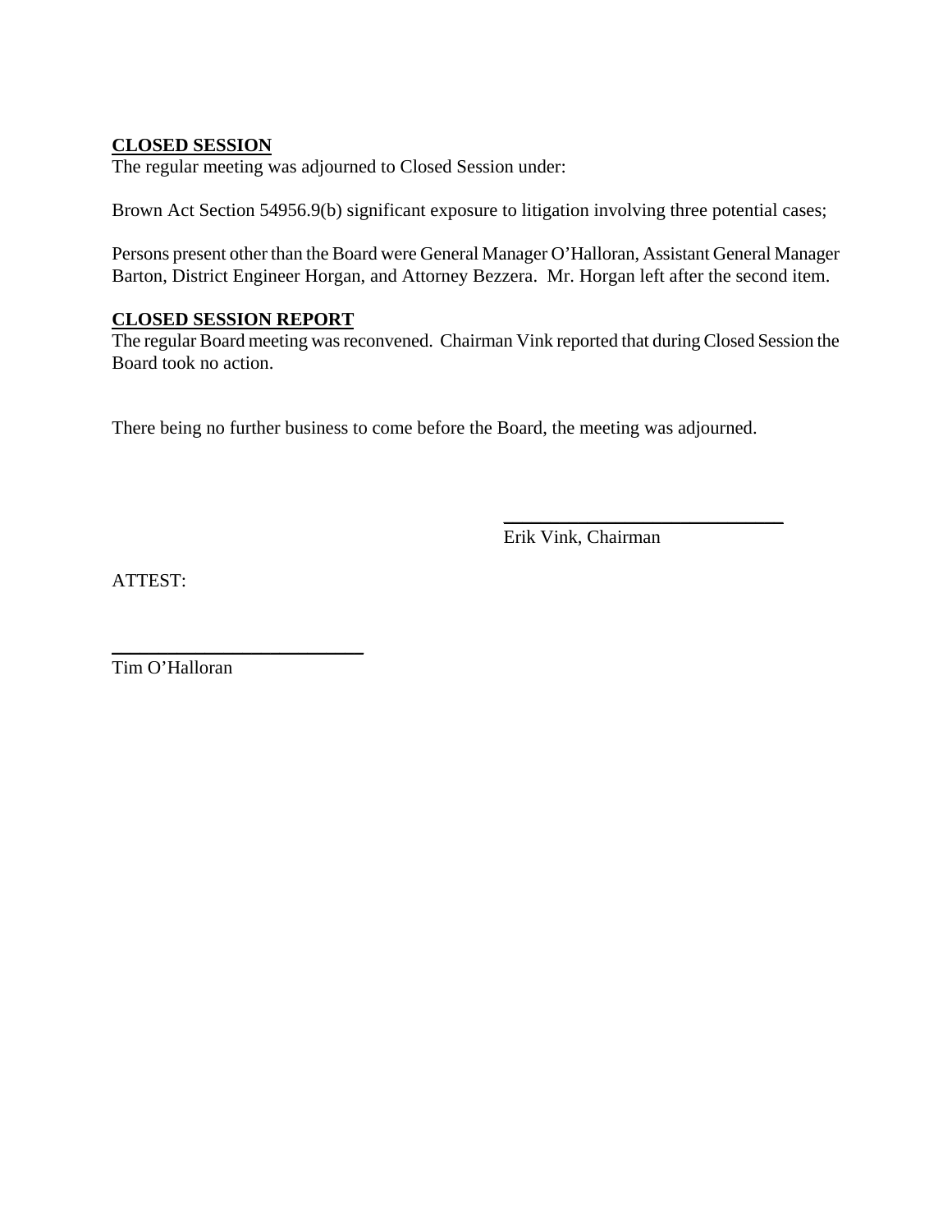**CLOSED SESSION**
The regular meeting was adjourned to Closed Session under:

Brown Act Section 54956.9(b) significant exposure to litigation involving three potential cases;

Persons present other than the Board were General Manager O'Halloran, Assistant General Manager Barton, District Engineer Horgan, and Attorney Bezzera. Mr. Horgan left after the second item.

**CLOSED SESSION REPORT**
The regular Board meeting was reconvened. Chairman Vink reported that during Closed Session the Board took no action.

There being no further business to come before the Board, the meeting was adjourned.

\_\_\_\_\_\_\_\_\_\_\_\_\_\_\_\_\_\_\_\_\_\_\_\_\_\_\_\_\_\_
Erik Vink, Chairman

ATTEST:

\_\_\_\_\_\_\_\_\_\_\_\_\_\_\_\_\_\_\_\_\_\_\_\_\_\_\_\_
Tim O'Halloran